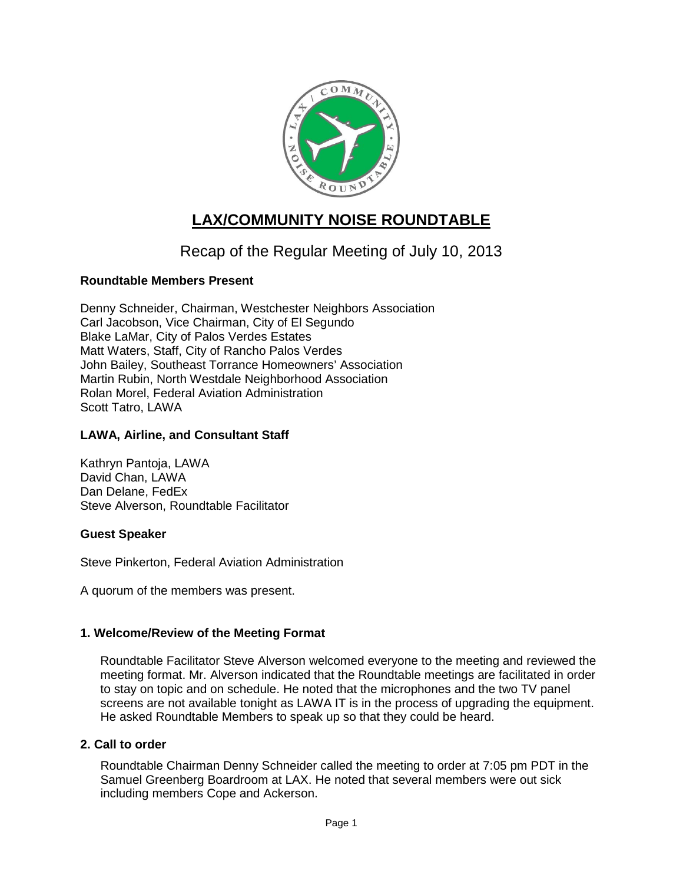# LAX/COMMUNITY NOISE ROUNDTABLE

## Recap of the Regular Meeting of July 10, 2013

### Roundtable Members Present

Denny Schneider, Chairman, Westchester Neighbors Association
Carl Jacobson, Vice Chairman, City of El Segundo
Blake LaMar, City of Palos Verdes Estates
Matt Waters, Staff, City of Rancho Palos Verdes
John Bailey, Southeast Torrance Homeowners' Association
Martin Rubin, North Westdale Neighborhood Association
Rolan Morel, Federal Aviation Administration
Scott Tatro, LAWA

### LAWA, Airline, and Consultant Staff

Kathryn Pantoja, LAWA
David Chan, LAWA
Dan Delane, FedEx
Steve Alverson, Roundtable Facilitator

### Guest Speaker

Steve Pinkerton, Federal Aviation Administration

A quorum of the members was present.

### 1. Welcome/Review of the Meeting Format

Roundtable Facilitator Steve Alverson welcomed everyone to the meeting and reviewed the meeting format. Mr. Alverson indicated that the Roundtable meetings are facilitated in order to stay on topic and on schedule. He noted that the microphones and the two TV panel screens are not available tonight as LAWA IT is in the process of upgrading the equipment. He asked Roundtable Members to speak up so that they could be heard.

### 2. Call to order

Roundtable Chairman Denny Schneider called the meeting to order at 7:05 pm PDT in the Samuel Greenberg Boardroom at LAX. He noted that several members were out sick including members Cope and Ackerson.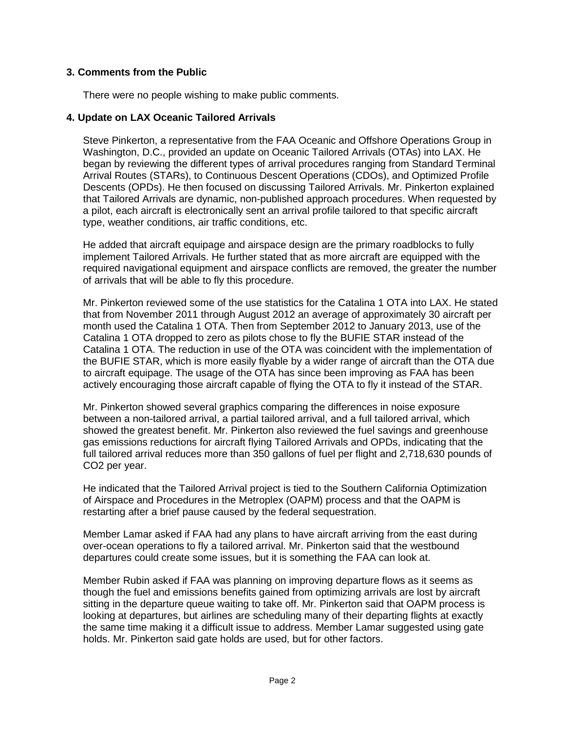## 3. Comments from the Public

There were no people wishing to make public comments.

## 4. Update on LAX Oceanic Tailored Arrivals

Steve Pinkerton, a representative from the FAA Oceanic and Offshore Operations Group in Washington, D.C., provided an update on Oceanic Tailored Arrivals (OTAs) into LAX. He began by reviewing the different types of arrival procedures ranging from Standard Terminal Arrival Routes (STARs), to Continuous Descent Operations (CDOs), and Optimized Profile Descents (OPDs). He then focused on discussing Tailored Arrivals. Mr. Pinkerton explained that Tailored Arrivals are dynamic, non-published approach procedures. When requested by a pilot, each aircraft is electronically sent an arrival profile tailored to that specific aircraft type, weather conditions, air traffic conditions, etc.

He added that aircraft equipage and airspace design are the primary roadblocks to fully implement Tailored Arrivals. He further stated that as more aircraft are equipped with the required navigational equipment and airspace conflicts are removed, the greater the number of arrivals that will be able to fly this procedure.

Mr. Pinkerton reviewed some of the use statistics for the Catalina 1 OTA into LAX. He stated that from November 2011 through August 2012 an average of approximately 30 aircraft per month used the Catalina 1 OTA. Then from September 2012 to January 2013, use of the Catalina 1 OTA dropped to zero as pilots chose to fly the BUFIE STAR instead of the Catalina 1 OTA. The reduction in use of the OTA was coincident with the implementation of the BUFIE STAR, which is more easily flyable by a wider range of aircraft than the OTA due to aircraft equipage. The usage of the OTA has since been improving as FAA has been actively encouraging those aircraft capable of flying the OTA to fly it instead of the STAR.

Mr. Pinkerton showed several graphics comparing the differences in noise exposure between a non-tailored arrival, a partial tailored arrival, and a full tailored arrival, which showed the greatest benefit. Mr. Pinkerton also reviewed the fuel savings and greenhouse gas emissions reductions for aircraft flying Tailored Arrivals and OPDs, indicating that the full tailored arrival reduces more than 350 gallons of fuel per flight and 2,718,630 pounds of $CO_2$ per year.

He indicated that the Tailored Arrival project is tied to the Southern California Optimization of Airspace and Procedures in the Metroplex (OAPM) process and that the OAPM is restarting after a brief pause caused by the federal sequestration.

Member Lamar asked if FAA had any plans to have aircraft arriving from the east during over-ocean operations to fly a tailored arrival. Mr. Pinkerton said that the westbound departures could create some issues, but it is something the FAA can look at.

Member Rubin asked if FAA was planning on improving departure flows as it seems as though the fuel and emissions benefits gained from optimizing arrivals are lost by aircraft sitting in the departure queue waiting to take off. Mr. Pinkerton said that OAPM process is looking at departures, but airlines are scheduling many of their departing flights at exactly the same time making it a difficult issue to address. Member Lamar suggested using gate holds. Mr. Pinkerton said gate holds are used, but for other factors.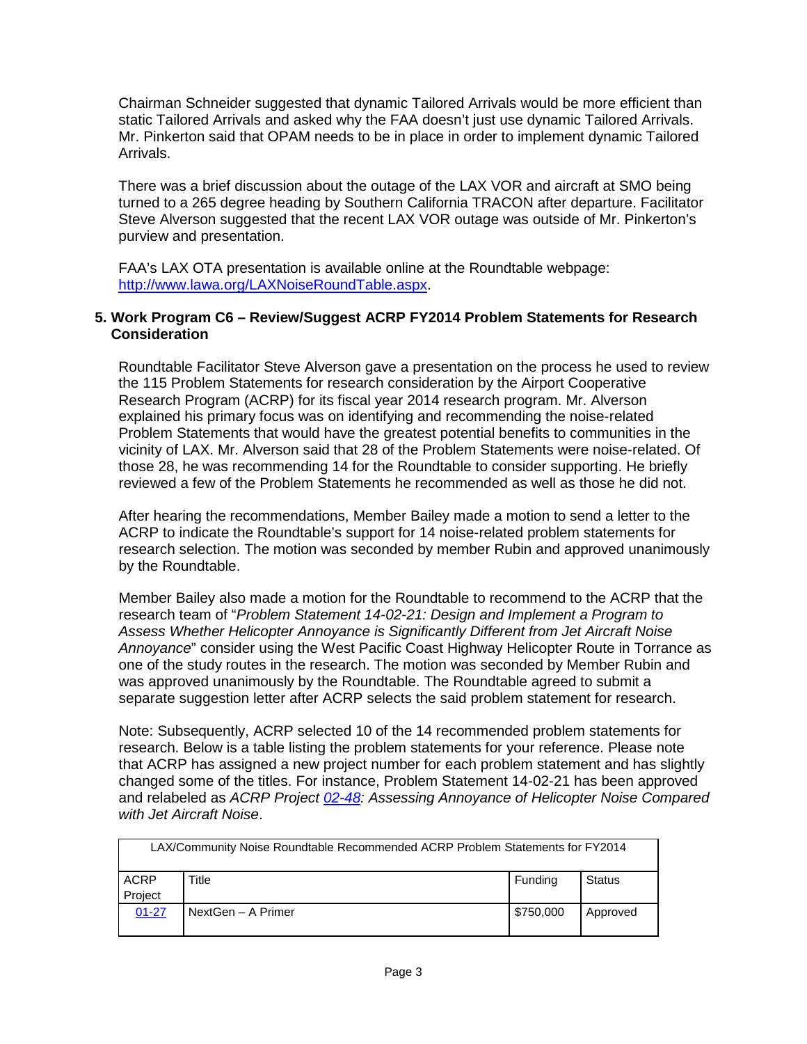Chairman Schneider suggested that dynamic Tailored Arrivals would be more efficient than static Tailored Arrivals and asked why the FAA doesn't just use dynamic Tailored Arrivals. Mr. Pinkerton said that OPAM needs to be in place in order to implement dynamic Tailored Arrivals.

There was a brief discussion about the outage of the LAX VOR and aircraft at SMO being turned to a 265 degree heading by Southern California TRACON after departure. Facilitator Steve Alverson suggested that the recent LAX VOR outage was outside of Mr. Pinkerton's purview and presentation.

FAA's LAX OTA presentation is available online at the Roundtable webpage: [http://www.lawa.org/LAXNoiseRoundTable.aspx](http://www.lawa.org/LAXNoiseRoundTable.aspx).

### 5. Work Program C6 – Review/Suggest ACRP FY2014 Problem Statements for Research Consideration

Roundtable Facilitator Steve Alverson gave a presentation on the process he used to review the 115 Problem Statements for research consideration by the Airport Cooperative Research Program (ACRP) for its fiscal year 2014 research program. Mr. Alverson explained his primary focus was on identifying and recommending the noise-related Problem Statements that would have the greatest potential benefits to communities in the vicinity of LAX. Mr. Alverson said that 28 of the Problem Statements were noise-related. Of those 28, he was recommending 14 for the Roundtable to consider supporting. He briefly reviewed a few of the Problem Statements he recommended as well as those he did not.

After hearing the recommendations, Member Bailey made a motion to send a letter to the ACRP to indicate the Roundtable's support for 14 noise-related problem statements for research selection. The motion was seconded by member Rubin and approved unanimously by the Roundtable.

Member Bailey also made a motion for the Roundtable to recommend to the ACRP that the research team of "*Problem Statement 14-02-21: Design and Implement a Program to Assess Whether Helicopter Annoyance is Significantly Different from Jet Aircraft Noise Annoyance*" consider using the West Pacific Coast Highway Helicopter Route in Torrance as one of the study routes in the research. The motion was seconded by Member Rubin and was approved unanimously by the Roundtable. The Roundtable agreed to submit a separate suggestion letter after ACRP selects the said problem statement for research.

Note: Subsequently, ACRP selected 10 of the 14 recommended problem statements for research. Below is a table listing the problem statements for your reference. Please note that ACRP has assigned a new project number for each problem statement and has slightly changed some of the titles. For instance, Problem Statement 14-02-21 has been approved and relabeled as *ACRP Project 02-48: Assessing Annoyance of Helicopter Noise Compared with Jet Aircraft Noise*.

| LAX/Community Noise Roundtable Recommended ACRP Problem Statements for FY2014 | | | |
|---|---|---|---|
| ACRP Project | Title | Funding | Status |
| 01-27 | NextGen – A Primer | $750,000 | Approved |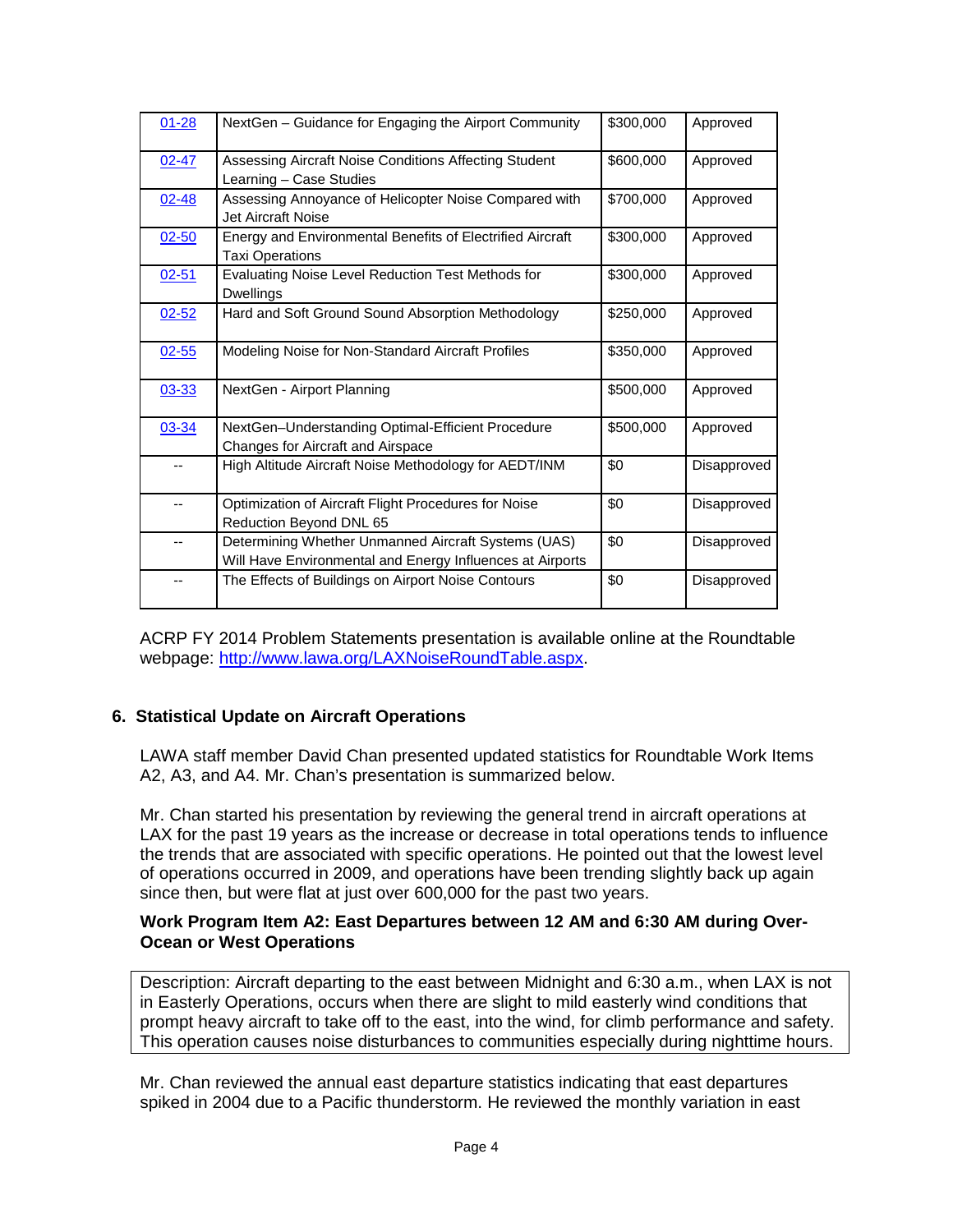| [01-28](#) | NextGen – Guidance for Engaging the Airport Community | $300,000 | Approved |
|---|---|---|---|
| [02-47](#) | Assessing Aircraft Noise Conditions Affecting Student Learning – Case Studies | $600,000 | Approved |
| [02-48](#) | Assessing Annoyance of Helicopter Noise Compared with Jet Aircraft Noise | $700,000 | Approved |
| [02-50](#) | Energy and Environmental Benefits of Electrified Aircraft Taxi Operations | $300,000 | Approved |
| [02-51](#) | Evaluating Noise Level Reduction Test Methods for Dwellings | $300,000 | Approved |
| [02-52](#) | Hard and Soft Ground Sound Absorption Methodology | $250,000 | Approved |
| [02-55](#) | Modeling Noise for Non-Standard Aircraft Profiles | $350,000 | Approved |
| [03-33](#) | NextGen - Airport Planning | $500,000 | Approved |
| [03-34](#) | NextGen–Understanding Optimal-Efficient Procedure Changes for Aircraft and Airspace | $500,000 | Approved |
| -- | High Altitude Aircraft Noise Methodology for AEDT/INM | $0 | Disapproved |
| -- | Optimization of Aircraft Flight Procedures for Noise Reduction Beyond DNL 65 | $0 | Disapproved |
| -- | Determining Whether Unmanned Aircraft Systems (UAS) Will Have Environmental and Energy Influences at Airports | $0 | Disapproved |
| -- | The Effects of Buildings on Airport Noise Contours | $0 | Disapproved |

ACRP FY 2014 Problem Statements presentation is available online at the Roundtable webpage: [http://www.lawa.org/LAXNoiseRoundTable.aspx](http://www.lawa.org/LAXNoiseRoundTable.aspx).

## 6. Statistical Update on Aircraft Operations

LAWA staff member David Chan presented updated statistics for Roundtable Work Items A2, A3, and A4. Mr. Chan's presentation is summarized below.

Mr. Chan started his presentation by reviewing the general trend in aircraft operations at LAX for the past 19 years as the increase or decrease in total operations tends to influence the trends that are associated with specific operations. He pointed out that the lowest level of operations occurred in 2009, and operations have been trending slightly back up again since then, but were flat at just over 600,000 for the past two years.

**Work Program Item A2: East Departures between 12 AM and 6:30 AM during Over-Ocean or West Operations**

> Description: Aircraft departing to the east between Midnight and 6:30 a.m., when LAX is not in Easterly Operations, occurs when there are slight to mild easterly wind conditions that prompt heavy aircraft to take off to the east, into the wind, for climb performance and safety. This operation causes noise disturbances to communities especially during nighttime hours.

Mr. Chan reviewed the annual east departure statistics indicating that east departures spiked in 2004 due to a Pacific thunderstorm. He reviewed the monthly variation in east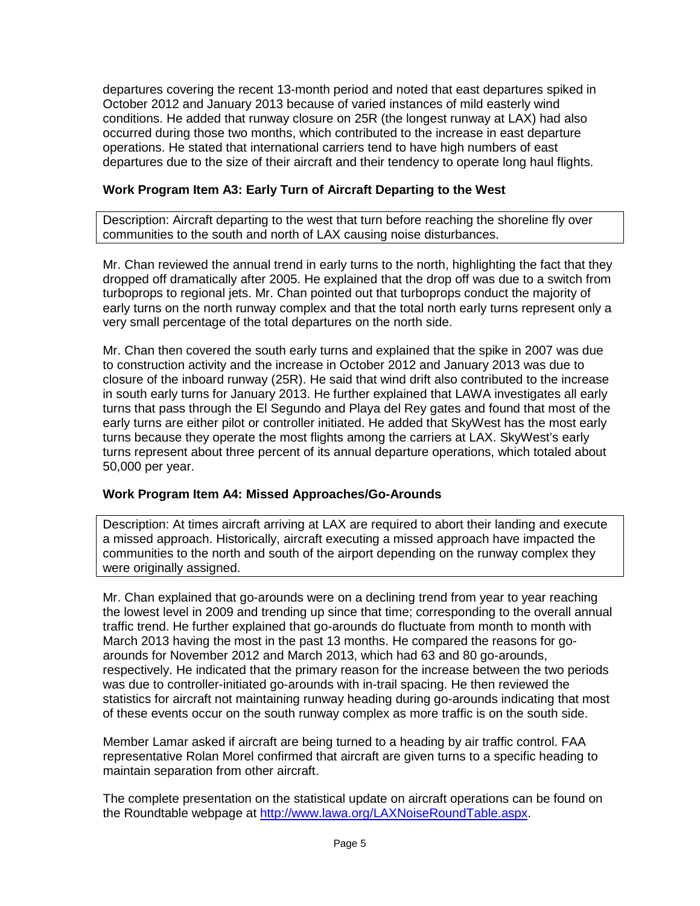departures covering the recent 13-month period and noted that east departures spiked in October 2012 and January 2013 because of varied instances of mild easterly wind conditions. He added that runway closure on 25R (the longest runway at LAX) had also occurred during those two months, which contributed to the increase in east departure operations. He stated that international carriers tend to have high numbers of east departures due to the size of their aircraft and their tendency to operate long haul flights.

### Work Program Item A3: Early Turn of Aircraft Departing to the West

Description: Aircraft departing to the west that turn before reaching the shoreline fly over communities to the south and north of LAX causing noise disturbances.

Mr. Chan reviewed the annual trend in early turns to the north, highlighting the fact that they dropped off dramatically after 2005. He explained that the drop off was due to a switch from turboprops to regional jets. Mr. Chan pointed out that turboprops conduct the majority of early turns on the north runway complex and that the total north early turns represent only a very small percentage of the total departures on the north side.

Mr. Chan then covered the south early turns and explained that the spike in 2007 was due to construction activity and the increase in October 2012 and January 2013 was due to closure of the inboard runway (25R). He said that wind drift also contributed to the increase in south early turns for January 2013. He further explained that LAWA investigates all early turns that pass through the El Segundo and Playa del Rey gates and found that most of the early turns are either pilot or controller initiated. He added that SkyWest has the most early turns because they operate the most flights among the carriers at LAX. SkyWest's early turns represent about three percent of its annual departure operations, which totaled about 50,000 per year.

### Work Program Item A4: Missed Approaches/Go-Arounds

Description: At times aircraft arriving at LAX are required to abort their landing and execute a missed approach. Historically, aircraft executing a missed approach have impacted the communities to the north and south of the airport depending on the runway complex they were originally assigned.

Mr. Chan explained that go-arounds were on a declining trend from year to year reaching the lowest level in 2009 and trending up since that time; corresponding to the overall annual traffic trend. He further explained that go-arounds do fluctuate from month to month with March 2013 having the most in the past 13 months. He compared the reasons for go-arounds for November 2012 and March 2013, which had 63 and 80 go-arounds, respectively. He indicated that the primary reason for the increase between the two periods was due to controller-initiated go-arounds with in-trail spacing. He then reviewed the statistics for aircraft not maintaining runway heading during go-arounds indicating that most of these events occur on the south runway complex as more traffic is on the south side.

Member Lamar asked if aircraft are being turned to a heading by air traffic control. FAA representative Rolan Morel confirmed that aircraft are given turns to a specific heading to maintain separation from other aircraft.

The complete presentation on the statistical update on aircraft operations can be found on the Roundtable webpage at http://www.lawa.org/LAXNoiseRoundTable.aspx.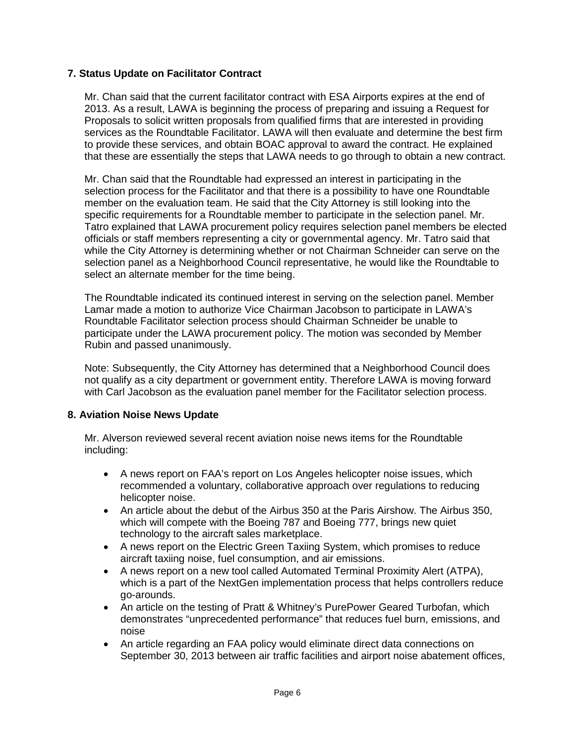### 7. Status Update on Facilitator Contract

Mr. Chan said that the current facilitator contract with ESA Airports expires at the end of 2013. As a result, LAWA is beginning the process of preparing and issuing a Request for Proposals to solicit written proposals from qualified firms that are interested in providing services as the Roundtable Facilitator. LAWA will then evaluate and determine the best firm to provide these services, and obtain BOAC approval to award the contract. He explained that these are essentially the steps that LAWA needs to go through to obtain a new contract.

Mr. Chan said that the Roundtable had expressed an interest in participating in the selection process for the Facilitator and that there is a possibility to have one Roundtable member on the evaluation team. He said that the City Attorney is still looking into the specific requirements for a Roundtable member to participate in the selection panel. Mr. Tatro explained that LAWA procurement policy requires selection panel members be elected officials or staff members representing a city or governmental agency. Mr. Tatro said that while the City Attorney is determining whether or not Chairman Schneider can serve on the selection panel as a Neighborhood Council representative, he would like the Roundtable to select an alternate member for the time being.

The Roundtable indicated its continued interest in serving on the selection panel. Member Lamar made a motion to authorize Vice Chairman Jacobson to participate in LAWA's Roundtable Facilitator selection process should Chairman Schneider be unable to participate under the LAWA procurement policy. The motion was seconded by Member Rubin and passed unanimously.

Note: Subsequently, the City Attorney has determined that a Neighborhood Council does not qualify as a city department or government entity. Therefore LAWA is moving forward with Carl Jacobson as the evaluation panel member for the Facilitator selection process.

### 8. Aviation Noise News Update

Mr. Alverson reviewed several recent aviation noise news items for the Roundtable including:

- A news report on FAA's report on Los Angeles helicopter noise issues, which recommended a voluntary, collaborative approach over regulations to reducing helicopter noise.
- An article about the debut of the Airbus 350 at the Paris Airshow. The Airbus 350, which will compete with the Boeing 787 and Boeing 777, brings new quiet technology to the aircraft sales marketplace.
- A news report on the Electric Green Taxiing System, which promises to reduce aircraft taxiing noise, fuel consumption, and air emissions.
- A news report on a new tool called Automated Terminal Proximity Alert (ATPA), which is a part of the NextGen implementation process that helps controllers reduce go-arounds.
- An article on the testing of Pratt & Whitney's PurePower Geared Turbofan, which demonstrates "unprecedented performance" that reduces fuel burn, emissions, and noise
- An article regarding an FAA policy would eliminate direct data connections on September 30, 2013 between air traffic facilities and airport noise abatement offices,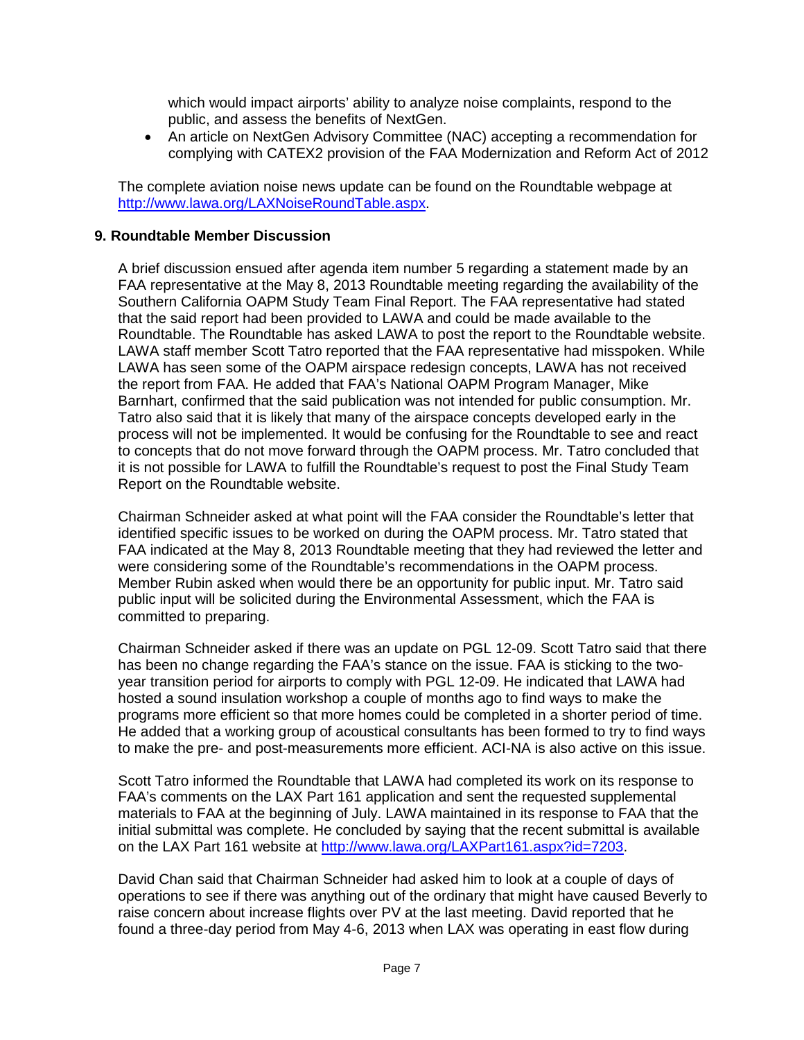which would impact airports' ability to analyze noise complaints, respond to the public, and assess the benefits of NextGen.

- An article on NextGen Advisory Committee (NAC) accepting a recommendation for complying with CATEX2 provision of the FAA Modernization and Reform Act of 2012

The complete aviation noise news update can be found on the Roundtable webpage at http://www.lawa.org/LAXNoiseRoundTable.aspx.

### 9. Roundtable Member Discussion

A brief discussion ensued after agenda item number 5 regarding a statement made by an FAA representative at the May 8, 2013 Roundtable meeting regarding the availability of the Southern California OAPM Study Team Final Report. The FAA representative had stated that the said report had been provided to LAWA and could be made available to the Roundtable. The Roundtable has asked LAWA to post the report to the Roundtable website. LAWA staff member Scott Tatro reported that the FAA representative had misspoken. While LAWA has seen some of the OAPM airspace redesign concepts, LAWA has not received the report from FAA. He added that FAA's National OAPM Program Manager, Mike Barnhart, confirmed that the said publication was not intended for public consumption. Mr. Tatro also said that it is likely that many of the airspace concepts developed early in the process will not be implemented. It would be confusing for the Roundtable to see and react to concepts that do not move forward through the OAPM process. Mr. Tatro concluded that it is not possible for LAWA to fulfill the Roundtable's request to post the Final Study Team Report on the Roundtable website.

Chairman Schneider asked at what point will the FAA consider the Roundtable's letter that identified specific issues to be worked on during the OAPM process. Mr. Tatro stated that FAA indicated at the May 8, 2013 Roundtable meeting that they had reviewed the letter and were considering some of the Roundtable's recommendations in the OAPM process. Member Rubin asked when would there be an opportunity for public input. Mr. Tatro said public input will be solicited during the Environmental Assessment, which the FAA is committed to preparing.

Chairman Schneider asked if there was an update on PGL 12-09. Scott Tatro said that there has been no change regarding the FAA's stance on the issue. FAA is sticking to the two-year transition period for airports to comply with PGL 12-09. He indicated that LAWA had hosted a sound insulation workshop a couple of months ago to find ways to make the programs more efficient so that more homes could be completed in a shorter period of time. He added that a working group of acoustical consultants has been formed to try to find ways to make the pre- and post-measurements more efficient. ACI-NA is also active on this issue.

Scott Tatro informed the Roundtable that LAWA had completed its work on its response to FAA's comments on the LAX Part 161 application and sent the requested supplemental materials to FAA at the beginning of July. LAWA maintained in its response to FAA that the initial submittal was complete. He concluded by saying that the recent submittal is available on the LAX Part 161 website at http://www.lawa.org/LAXPart161.aspx?id=7203.

David Chan said that Chairman Schneider had asked him to look at a couple of days of operations to see if there was anything out of the ordinary that might have caused Beverly to raise concern about increase flights over PV at the last meeting. David reported that he found a three-day period from May 4-6, 2013 when LAX was operating in east flow during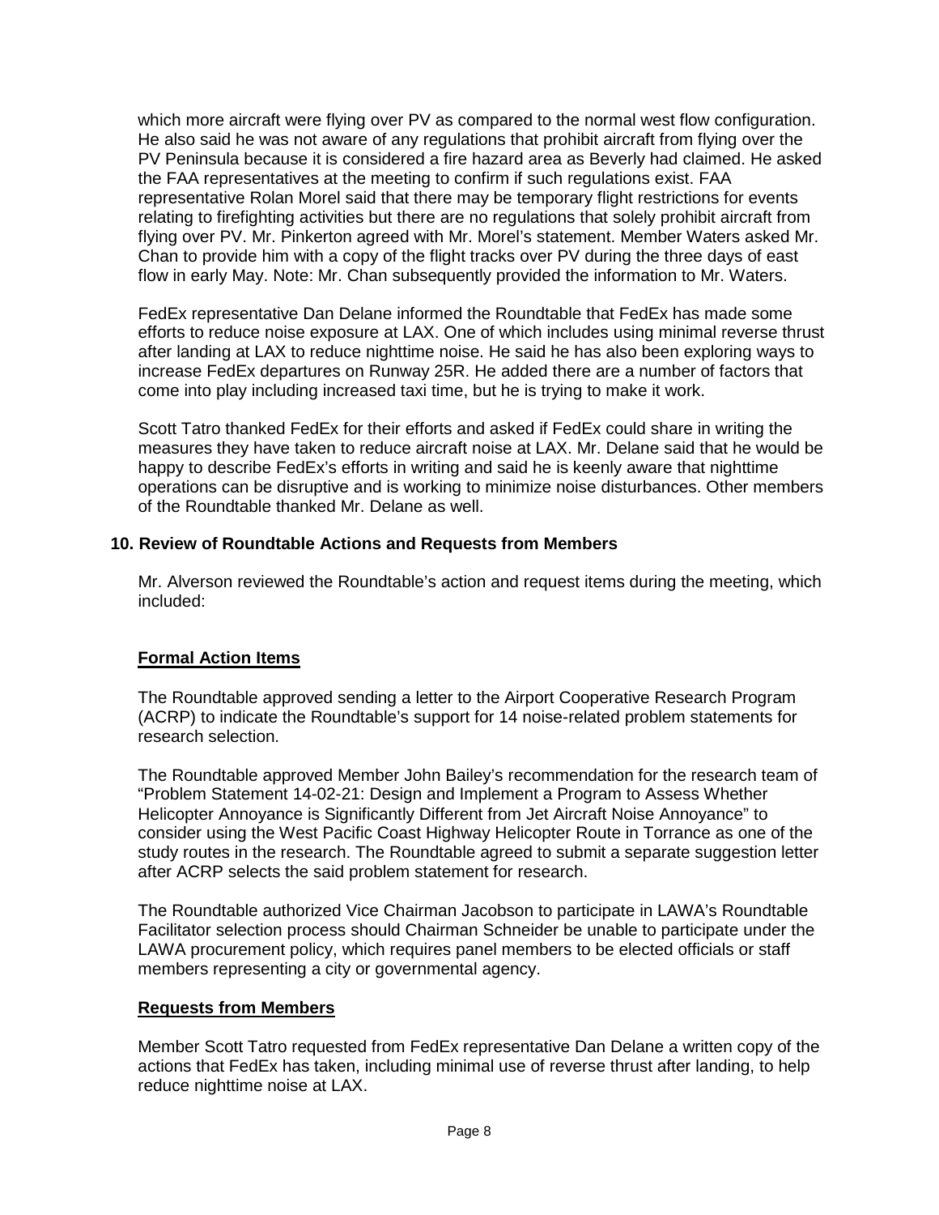which more aircraft were flying over PV as compared to the normal west flow configuration. He also said he was not aware of any regulations that prohibit aircraft from flying over the PV Peninsula because it is considered a fire hazard area as Beverly had claimed. He asked the FAA representatives at the meeting to confirm if such regulations exist. FAA representative Rolan Morel said that there may be temporary flight restrictions for events relating to firefighting activities but there are no regulations that solely prohibit aircraft from flying over PV. Mr. Pinkerton agreed with Mr. Morel's statement. Member Waters asked Mr. Chan to provide him with a copy of the flight tracks over PV during the three days of east flow in early May. Note: Mr. Chan subsequently provided the information to Mr. Waters.

FedEx representative Dan Delane informed the Roundtable that FedEx has made some efforts to reduce noise exposure at LAX. One of which includes using minimal reverse thrust after landing at LAX to reduce nighttime noise. He said he has also been exploring ways to increase FedEx departures on Runway 25R. He added there are a number of factors that come into play including increased taxi time, but he is trying to make it work.

Scott Tatro thanked FedEx for their efforts and asked if FedEx could share in writing the measures they have taken to reduce aircraft noise at LAX. Mr. Delane said that he would be happy to describe FedEx's efforts in writing and said he is keenly aware that nighttime operations can be disruptive and is working to minimize noise disturbances. Other members of the Roundtable thanked Mr. Delane as well.

## 10. Review of Roundtable Actions and Requests from Members

Mr. Alverson reviewed the Roundtable's action and request items during the meeting, which included:

### Formal Action Items

The Roundtable approved sending a letter to the Airport Cooperative Research Program (ACRP) to indicate the Roundtable's support for 14 noise-related problem statements for research selection.

The Roundtable approved Member John Bailey's recommendation for the research team of "Problem Statement 14-02-21: Design and Implement a Program to Assess Whether Helicopter Annoyance is Significantly Different from Jet Aircraft Noise Annoyance" to consider using the West Pacific Coast Highway Helicopter Route in Torrance as one of the study routes in the research. The Roundtable agreed to submit a separate suggestion letter after ACRP selects the said problem statement for research.

The Roundtable authorized Vice Chairman Jacobson to participate in LAWA's Roundtable Facilitator selection process should Chairman Schneider be unable to participate under the LAWA procurement policy, which requires panel members to be elected officials or staff members representing a city or governmental agency.

### Requests from Members

Member Scott Tatro requested from FedEx representative Dan Delane a written copy of the actions that FedEx has taken, including minimal use of reverse thrust after landing, to help reduce nighttime noise at LAX.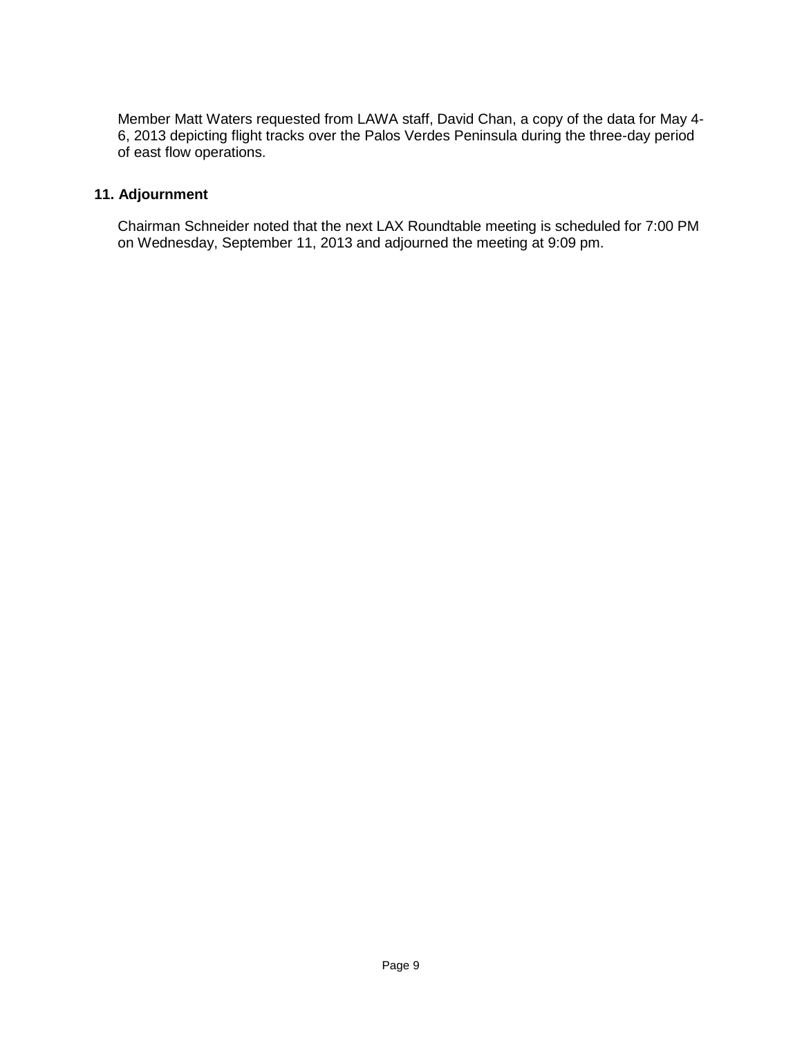Member Matt Waters requested from LAWA staff, David Chan, a copy of the data for May 4-6, 2013 depicting flight tracks over the Palos Verdes Peninsula during the three-day period of east flow operations.

### 11. Adjournment

Chairman Schneider noted that the next LAX Roundtable meeting is scheduled for 7:00 PM on Wednesday, September 11, 2013 and adjourned the meeting at 9:09 pm.